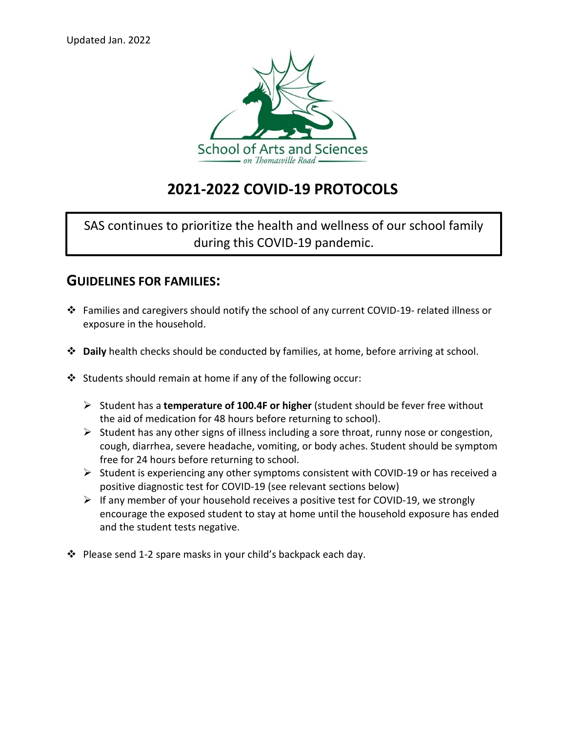Updated Jan. 2022

School of Arts and Sciences

*on Thomasville Road*

# 2021-2022 COVID-19 PROTOCOLS

SAS continues to prioritize the health and wellness of our school family during this COVID-19 pandemic.

## GUIDELINES FOR FAMILIES:

- Families and caregivers should notify the school of any current COVID-19- related illness or exposure in the household.
- **Daily** health checks should be conducted by families, at home, before arriving at school.
- Students should remain at home if any of the following occur:
  - Student has a **temperature of 100.4F or higher** (student should be fever free without the aid of medication for 48 hours before returning to school).
  - Student has any other signs of illness including a sore throat, runny nose or congestion, cough, diarrhea, severe headache, vomiting, or body aches. Student should be symptom free for 24 hours before returning to school.
  - Student is experiencing any other symptoms consistent with COVID-19 or has received a positive diagnostic test for COVID-19 (see relevant sections below)
  - If any member of your household receives a positive test for COVID-19, we strongly encourage the exposed student to stay at home until the household exposure has ended and the student tests negative.
- Please send 1-2 spare masks in your child's backpack each day.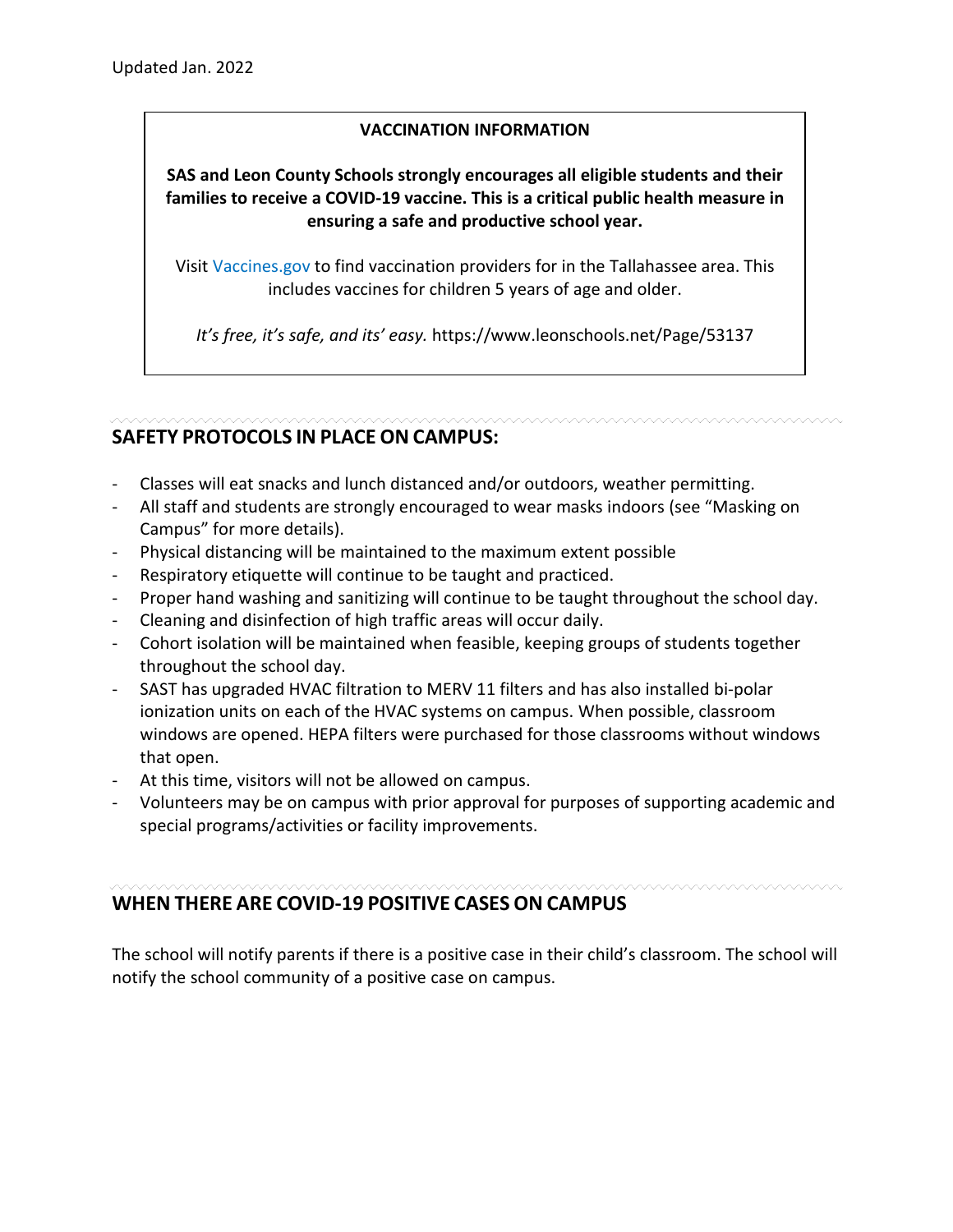Updated Jan. 2022

**VACCINATION INFORMATION**

**SAS and Leon County Schools strongly encourages all eligible students and their families to receive a COVID-19 vaccine. This is a critical public health measure in ensuring a safe and productive school year.**

Visit Vaccines.gov to find vaccination providers for in the Tallahassee area. This includes vaccines for children 5 years of age and older.

*It's free, it's safe, and its' easy.* https://www.leonschools.net/Page/53137

## SAFETY PROTOCOLS IN PLACE ON CAMPUS:

- Classes will eat snacks and lunch distanced and/or outdoors, weather permitting.
- All staff and students are strongly encouraged to wear masks indoors (see "Masking on Campus" for more details).
- Physical distancing will be maintained to the maximum extent possible
- Respiratory etiquette will continue to be taught and practiced.
- Proper hand washing and sanitizing will continue to be taught throughout the school day.
- Cleaning and disinfection of high traffic areas will occur daily.
- Cohort isolation will be maintained when feasible, keeping groups of students together throughout the school day.
- SAST has upgraded HVAC filtration to MERV 11 filters and has also installed bi-polar ionization units on each of the HVAC systems on campus. When possible, classroom windows are opened. HEPA filters were purchased for those classrooms without windows that open.
- At this time, visitors will not be allowed on campus.
- Volunteers may be on campus with prior approval for purposes of supporting academic and special programs/activities or facility improvements.

## WHEN THERE ARE COVID-19 POSITIVE CASES ON CAMPUS

The school will notify parents if there is a positive case in their child's classroom. The school will notify the school community of a positive case on campus.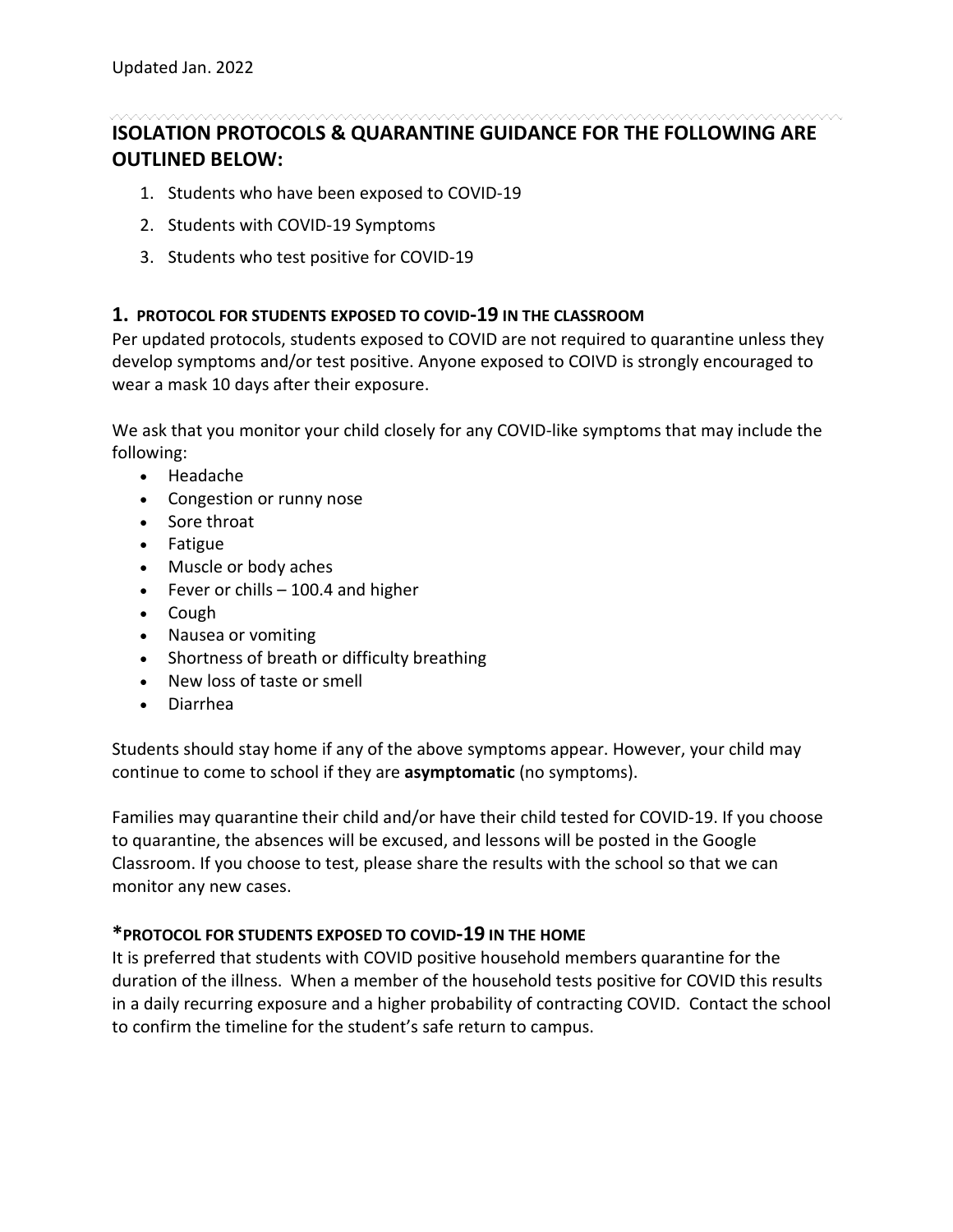Updated Jan. 2022

## ISOLATION PROTOCOLS & QUARANTINE GUIDANCE FOR THE FOLLOWING ARE OUTLINED BELOW:

1. Students who have been exposed to COVID-19
2. Students with COVID-19 Symptoms
3. Students who test positive for COVID-19

### 1. PROTOCOL FOR STUDENTS EXPOSED TO COVID-19 IN THE CLASSROOM

Per updated protocols, students exposed to COVID are not required to quarantine unless they develop symptoms and/or test positive. Anyone exposed to COIVD is strongly encouraged to wear a mask 10 days after their exposure.

We ask that you monitor your child closely for any COVID-like symptoms that may include the following:

- Headache
- Congestion or runny nose
- Sore throat
- Fatigue
- Muscle or body aches
- Fever or chills – 100.4 and higher
- Cough
- Nausea or vomiting
- Shortness of breath or difficulty breathing
- New loss of taste or smell
- Diarrhea

Students should stay home if any of the above symptoms appear. However, your child may continue to come to school if they are **asymptomatic** (no symptoms).

Families may quarantine their child and/or have their child tested for COVID-19. If you choose to quarantine, the absences will be excused, and lessons will be posted in the Google Classroom. If you choose to test, please share the results with the school so that we can monitor any new cases.

### *PROTOCOL FOR STUDENTS EXPOSED TO COVID-19 IN THE HOME

It is preferred that students with COVID positive household members quarantine for the duration of the illness. When a member of the household tests positive for COVID this results in a daily recurring exposure and a higher probability of contracting COVID. Contact the school to confirm the timeline for the student's safe return to campus.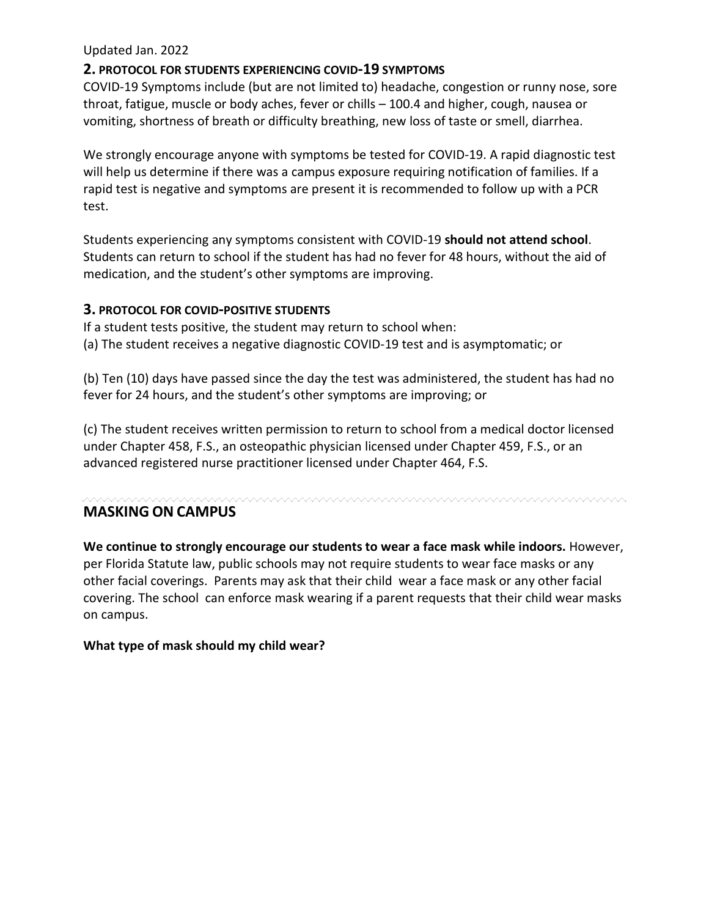Updated Jan. 2022

## 2. PROTOCOL FOR STUDENTS EXPERIENCING COVID-19 SYMPTOMS

COVID-19 Symptoms include (but are not limited to) headache, congestion or runny nose, sore throat, fatigue, muscle or body aches, fever or chills – 100.4 and higher, cough, nausea or vomiting, shortness of breath or difficulty breathing, new loss of taste or smell, diarrhea.

We strongly encourage anyone with symptoms be tested for COVID-19. A rapid diagnostic test will help us determine if there was a campus exposure requiring notification of families. If a rapid test is negative and symptoms are present it is recommended to follow up with a PCR test.

Students experiencing any symptoms consistent with COVID-19 **should not attend school**. Students can return to school if the student has had no fever for 48 hours, without the aid of medication, and the student's other symptoms are improving.

## 3. PROTOCOL FOR COVID-POSITIVE STUDENTS

If a student tests positive, the student may return to school when:

(a) The student receives a negative diagnostic COVID-19 test and is asymptomatic; or

(b) Ten (10) days have passed since the day the test was administered, the student has had no fever for 24 hours, and the student's other symptoms are improving; or

(c) The student receives written permission to return to school from a medical doctor licensed under Chapter 458, F.S., an osteopathic physician licensed under Chapter 459, F.S., or an advanced registered nurse practitioner licensed under Chapter 464, F.S.

---

## MASKING ON CAMPUS

**We continue to strongly encourage our students to wear a face mask while indoors.** However, per Florida Statute law, public schools may not require students to wear face masks or any other facial coverings. Parents may ask that their child wear a face mask or any other facial covering. The school can enforce mask wearing if a parent requests that their child wear masks on campus.

**What type of mask should my child wear?**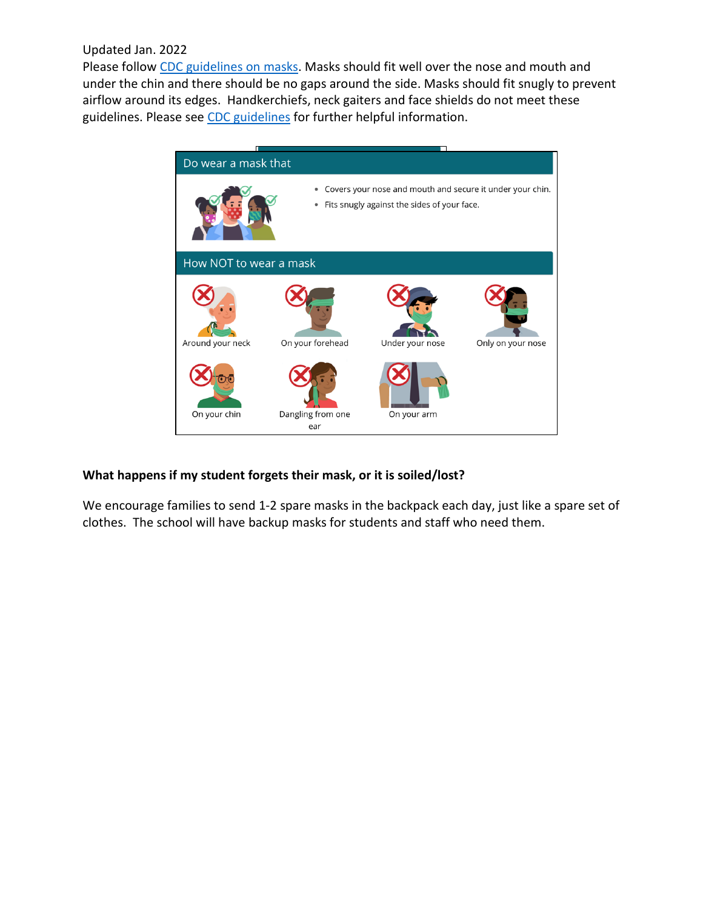Updated Jan. 2022

Please follow CDC guidelines on masks. Masks should fit well over the nose and mouth and under the chin and there should be no gaps around the side. Masks should fit snugly to prevent airflow around its edges. Handkerchiefs, neck gaiters and face shields do not meet these guidelines. Please see CDC guidelines for further helpful information.

Do wear a mask that

- Covers your nose and mouth and secure it under your chin.
- Fits snugly against the sides of your face.

How NOT to wear a mask

Around your neck

On your forehead

Under your nose

Only on your nose

On your chin

Dangling from one ear

On your arm

**What happens if my student forgets their mask, or it is soiled/lost?**

We encourage families to send 1-2 spare masks in the backpack each day, just like a spare set of clothes. The school will have backup masks for students and staff who need them.